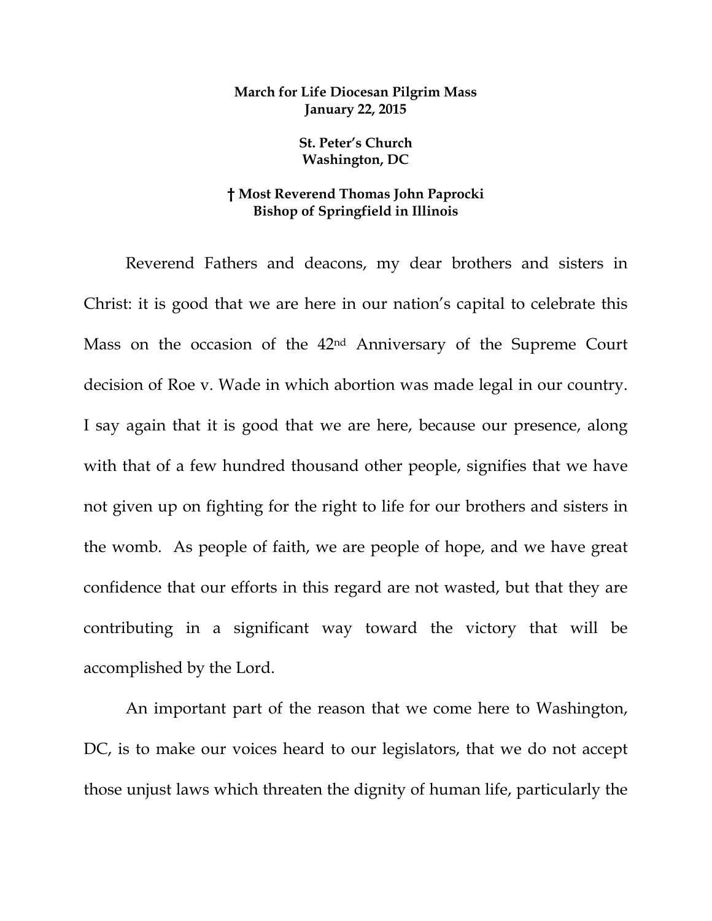**March for Life Diocesan Pilgrim Mass**
**January 22, 2015**

**St. Peter's Church**
**Washington, DC**

**† Most Reverend Thomas John Paprocki**
**Bishop of Springfield in Illinois**

Reverend Fathers and deacons, my dear brothers and sisters in Christ: it is good that we are here in our nation's capital to celebrate this Mass on the occasion of the 42nd Anniversary of the Supreme Court decision of Roe v. Wade in which abortion was made legal in our country. I say again that it is good that we are here, because our presence, along with that of a few hundred thousand other people, signifies that we have not given up on fighting for the right to life for our brothers and sisters in the womb. As people of faith, we are people of hope, and we have great confidence that our efforts in this regard are not wasted, but that they are contributing in a significant way toward the victory that will be accomplished by the Lord.

An important part of the reason that we come here to Washington, DC, is to make our voices heard to our legislators, that we do not accept those unjust laws which threaten the dignity of human life, particularly the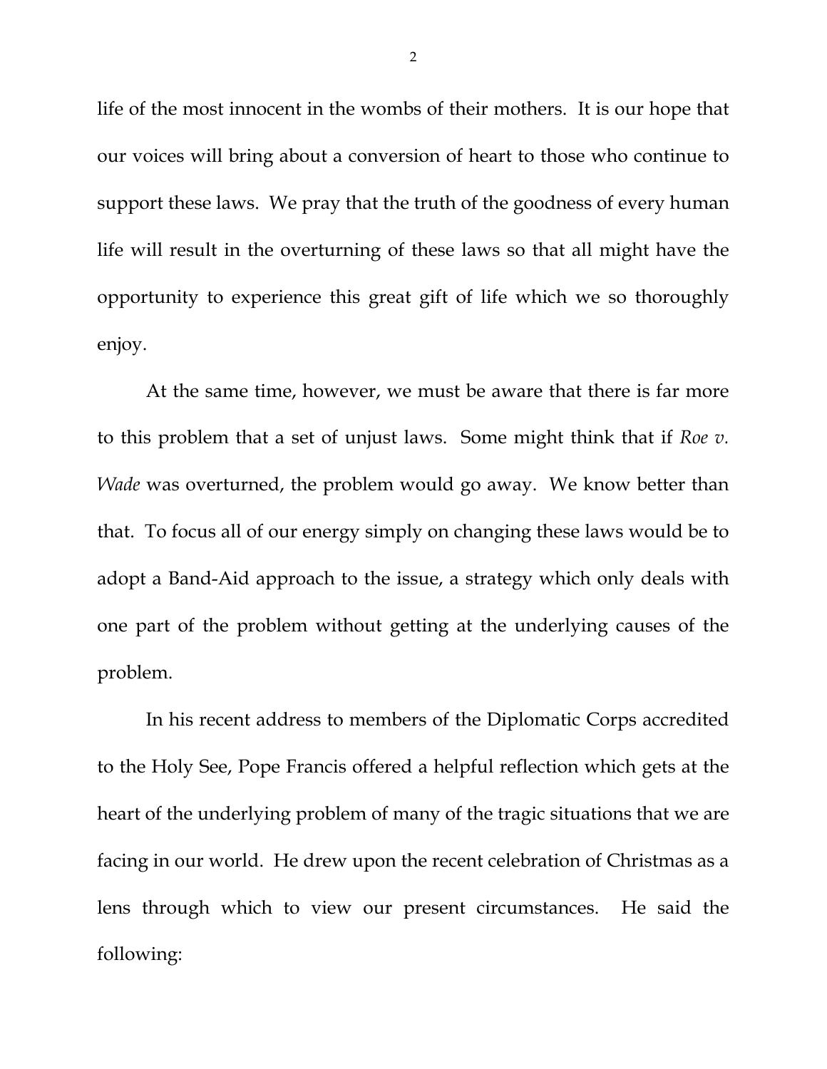life of the most innocent in the wombs of their mothers. It is our hope that our voices will bring about a conversion of heart to those who continue to support these laws. We pray that the truth of the goodness of every human life will result in the overturning of these laws so that all might have the opportunity to experience this great gift of life which we so thoroughly enjoy.

At the same time, however, we must be aware that there is far more to this problem that a set of unjust laws. Some might think that if *Roe v. Wade* was overturned, the problem would go away. We know better than that. To focus all of our energy simply on changing these laws would be to adopt a Band-Aid approach to the issue, a strategy which only deals with one part of the problem without getting at the underlying causes of the problem.

In his recent address to members of the Diplomatic Corps accredited to the Holy See, Pope Francis offered a helpful reflection which gets at the heart of the underlying problem of many of the tragic situations that we are facing in our world. He drew upon the recent celebration of Christmas as a lens through which to view our present circumstances. He said the following: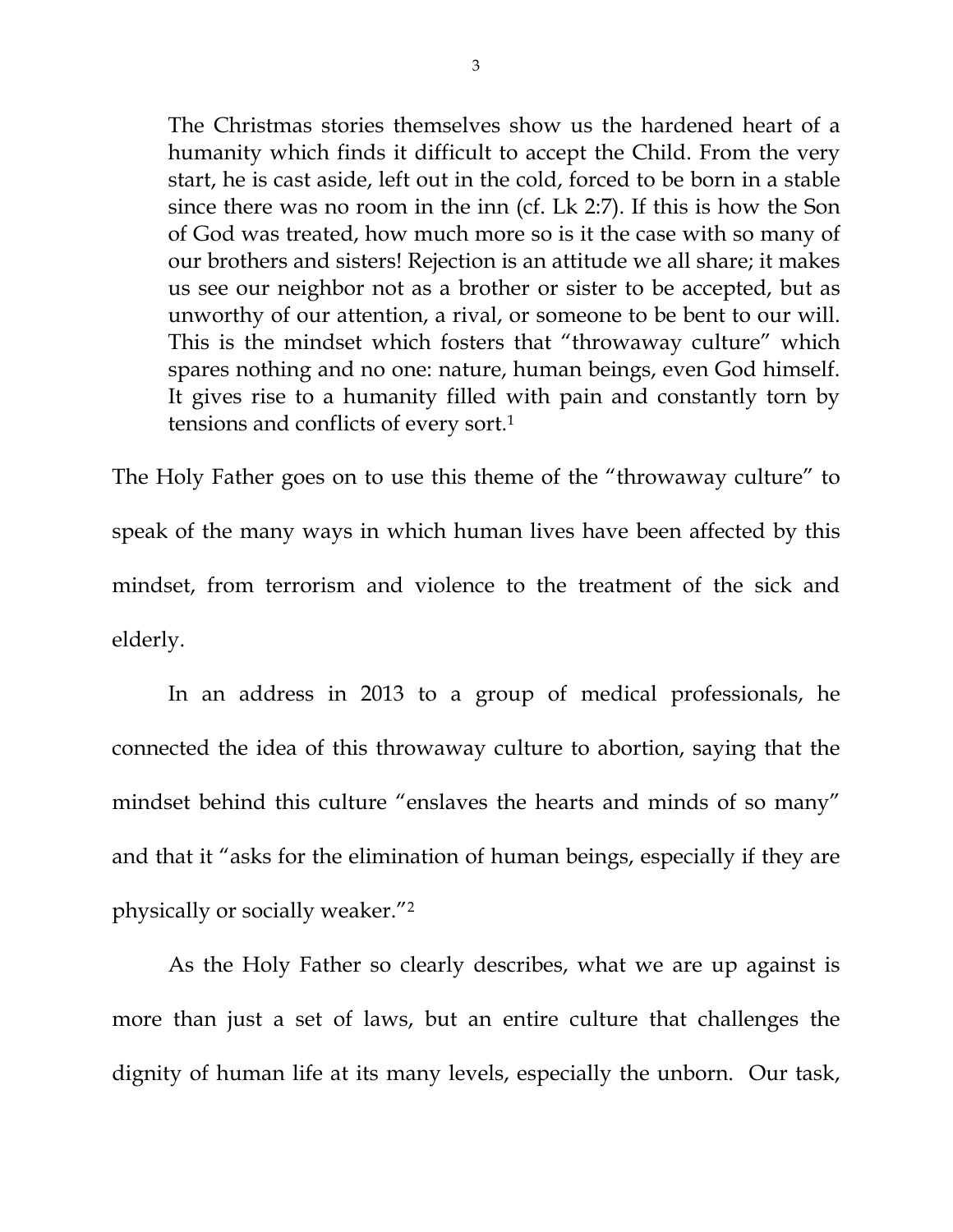> The Christmas stories themselves show us the hardened heart of a humanity which finds it difficult to accept the Child. From the very start, he is cast aside, left out in the cold, forced to be born in a stable since there was no room in the inn (cf. Lk 2:7). If this is how the Son of God was treated, how much more so is it the case with so many of our brothers and sisters! Rejection is an attitude we all share; it makes us see our neighbor not as a brother or sister to be accepted, but as unworthy of our attention, a rival, or someone to be bent to our will. This is the mindset which fosters that "throwaway culture" which spares nothing and no one: nature, human beings, even God himself. It gives rise to a humanity filled with pain and constantly torn by tensions and conflicts of every sort.[1]

The Holy Father goes on to use this theme of the "throwaway culture" to speak of the many ways in which human lives have been affected by this mindset, from terrorism and violence to the treatment of the sick and elderly.

In an address in 2013 to a group of medical professionals, he connected the idea of this throwaway culture to abortion, saying that the mindset behind this culture "enslaves the hearts and minds of so many" and that it "asks for the elimination of human beings, especially if they are physically or socially weaker."[2]

As the Holy Father so clearly describes, what we are up against is more than just a set of laws, but an entire culture that challenges the dignity of human life at its many levels, especially the unborn. Our task,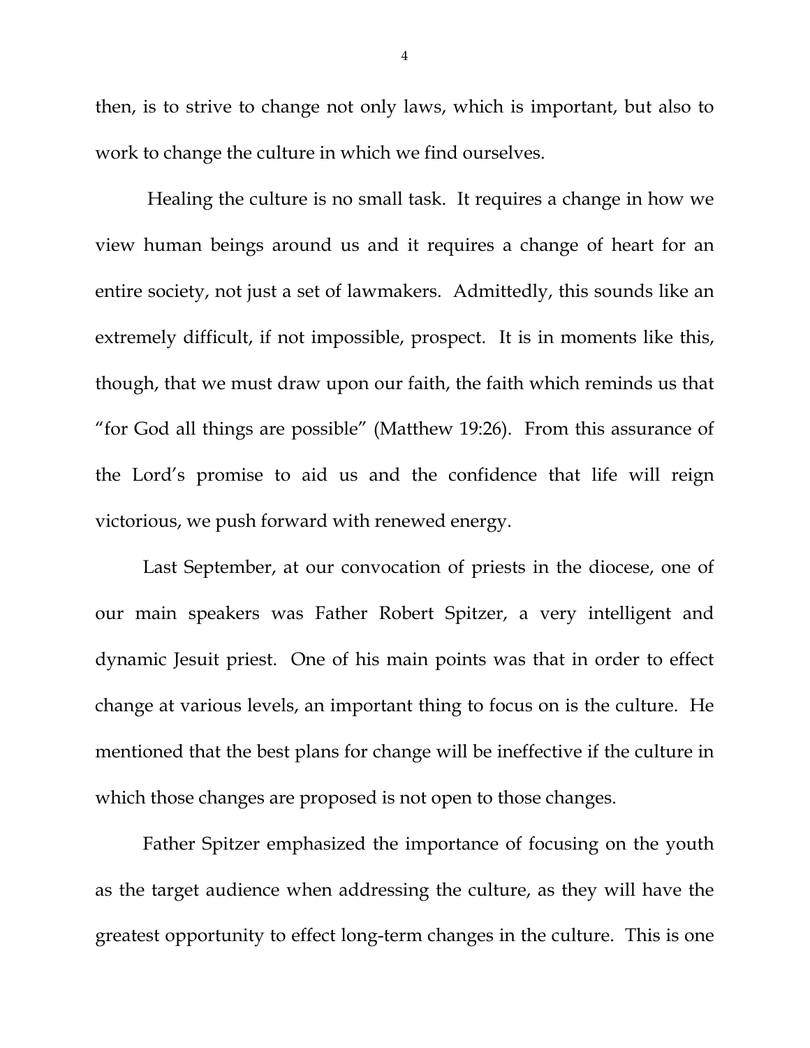then, is to strive to change not only laws, which is important, but also to work to change the culture in which we find ourselves.

Healing the culture is no small task. It requires a change in how we view human beings around us and it requires a change of heart for an entire society, not just a set of lawmakers. Admittedly, this sounds like an extremely difficult, if not impossible, prospect. It is in moments like this, though, that we must draw upon our faith, the faith which reminds us that "for God all things are possible" (Matthew 19:26). From this assurance of the Lord's promise to aid us and the confidence that life will reign victorious, we push forward with renewed energy.

Last September, at our convocation of priests in the diocese, one of our main speakers was Father Robert Spitzer, a very intelligent and dynamic Jesuit priest. One of his main points was that in order to effect change at various levels, an important thing to focus on is the culture. He mentioned that the best plans for change will be ineffective if the culture in which those changes are proposed is not open to those changes.

Father Spitzer emphasized the importance of focusing on the youth as the target audience when addressing the culture, as they will have the greatest opportunity to effect long-term changes in the culture. This is one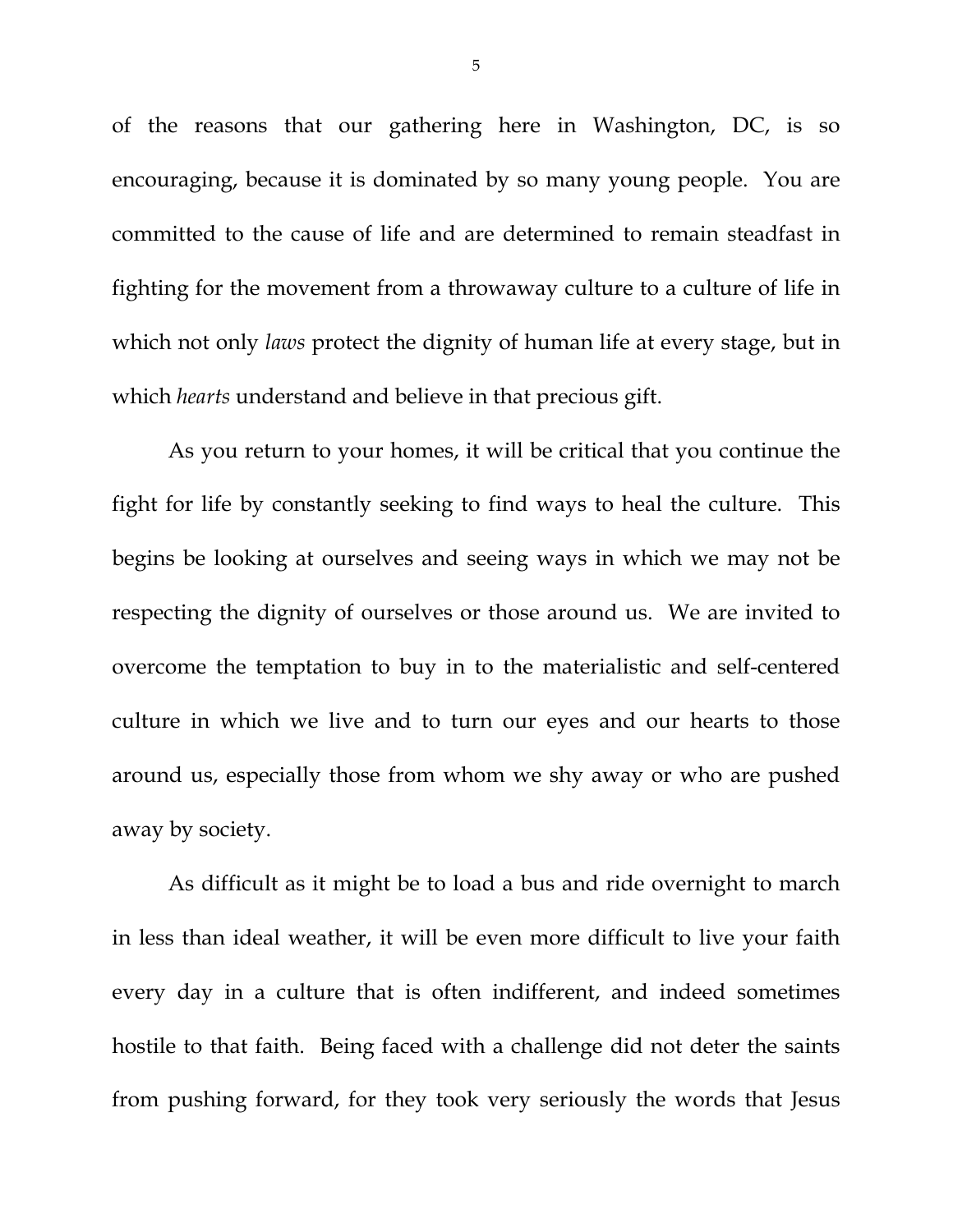of the reasons that our gathering here in Washington, DC, is so encouraging, because it is dominated by so many young people. You are committed to the cause of life and are determined to remain steadfast in fighting for the movement from a throwaway culture to a culture of life in which not only *laws* protect the dignity of human life at every stage, but in which *hearts* understand and believe in that precious gift.

As you return to your homes, it will be critical that you continue the fight for life by constantly seeking to find ways to heal the culture. This begins be looking at ourselves and seeing ways in which we may not be respecting the dignity of ourselves or those around us. We are invited to overcome the temptation to buy in to the materialistic and self-centered culture in which we live and to turn our eyes and our hearts to those around us, especially those from whom we shy away or who are pushed away by society.

As difficult as it might be to load a bus and ride overnight to march in less than ideal weather, it will be even more difficult to live your faith every day in a culture that is often indifferent, and indeed sometimes hostile to that faith. Being faced with a challenge did not deter the saints from pushing forward, for they took very seriously the words that Jesus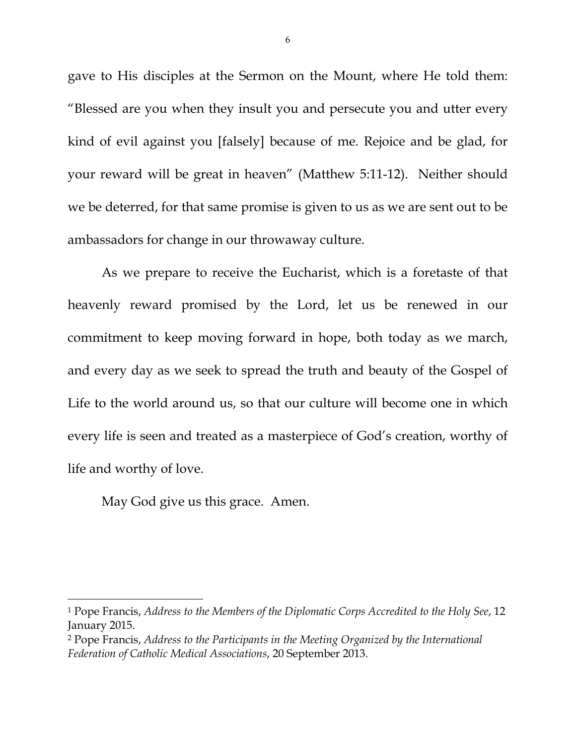gave to His disciples at the Sermon on the Mount, where He told them: "Blessed are you when they insult you and persecute you and utter every kind of evil against you [falsely] because of me. Rejoice and be glad, for your reward will be great in heaven" (Matthew 5:11-12). Neither should we be deterred, for that same promise is given to us as we are sent out to be ambassadors for change in our throwaway culture.

As we prepare to receive the Eucharist, which is a foretaste of that heavenly reward promised by the Lord, let us be renewed in our commitment to keep moving forward in hope, both today as we march, and every day as we seek to spread the truth and beauty of the Gospel of Life to the world around us, so that our culture will become one in which every life is seen and treated as a masterpiece of God's creation, worthy of life and worthy of love.

May God give us this grace. Amen.

---

[1] Pope Francis, *Address to the Members of the Diplomatic Corps Accredited to the Holy See*, 12 January 2015.

[2] Pope Francis, *Address to the Participants in the Meeting Organized by the International Federation of Catholic Medical Associations*, 20 September 2013.